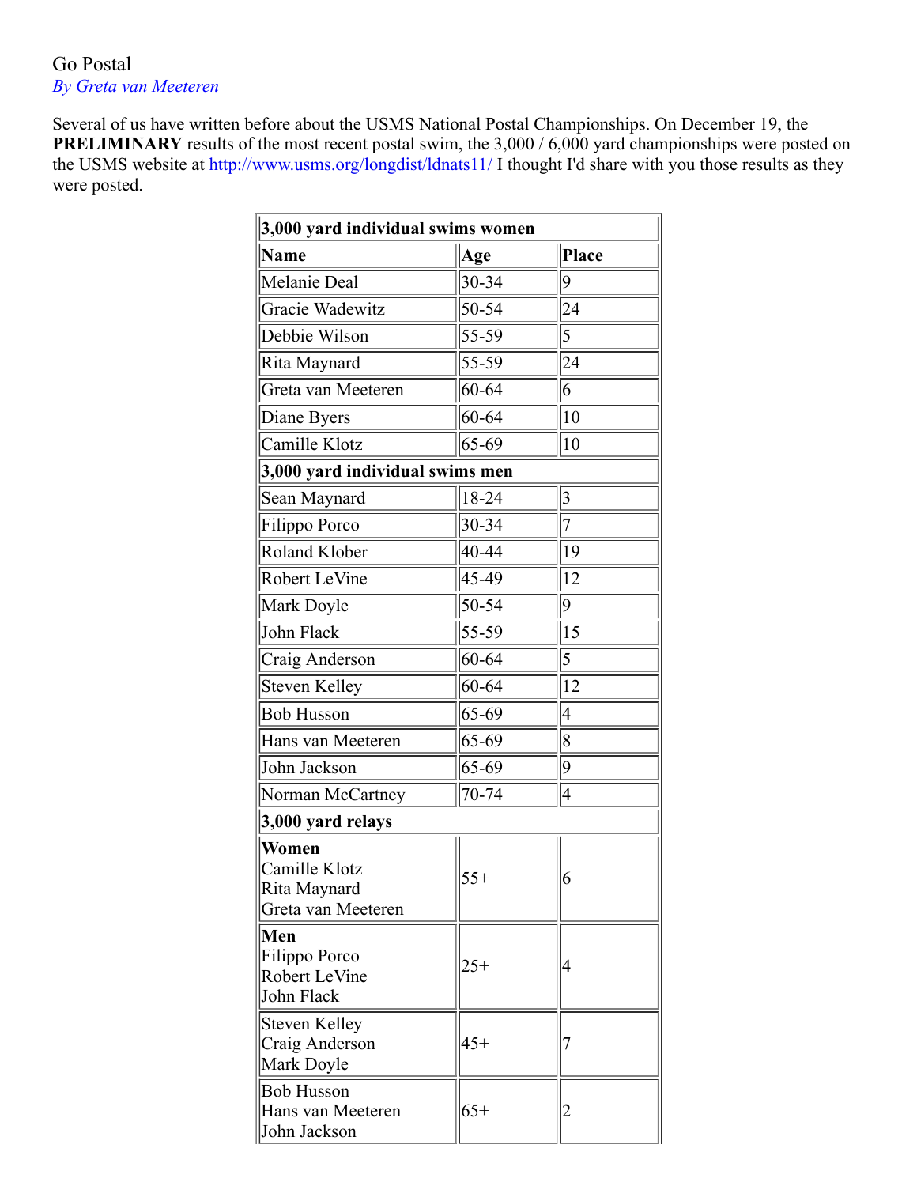Go Postal

*By Greta van Meeteren*

Several of us have written before about the USMS National Postal Championships. On December 19, the **PRELIMINARY** results of the most recent postal swim, the 3,000 / 6,000 yard championships were posted on the USMS website at http://www.usms.org/longdist/ldnats11/ I thought I'd share with you those results as they were posted.

| **3,000 yard individual swims women** | | |
|---|---|---|
| **Name** | **Age** | **Place** |
| Melanie Deal | 30-34 | 9 |
| Gracie Wadewitz | 50-54 | 24 |
| Debbie Wilson | 55-59 | 5 |
| Rita Maynard | 55-59 | 24 |
| Greta van Meeteren | 60-64 | 6 |
| Diane Byers | 60-64 | 10 |
| Camille Klotz | 65-69 | 10 |
| **3,000 yard individual swims men** | | |
| Sean Maynard | 18-24 | 3 |
| Filippo Porco | 30-34 | 7 |
| Roland Klober | 40-44 | 19 |
| Robert LeVine | 45-49 | 12 |
| Mark Doyle | 50-54 | 9 |
| John Flack | 55-59 | 15 |
| Craig Anderson | 60-64 | 5 |
| Steven Kelley | 60-64 | 12 |
| Bob Husson | 65-69 | 4 |
| Hans van Meeteren | 65-69 | 8 |
| John Jackson | 65-69 | 9 |
| Norman McCartney | 70-74 | 4 |
| **3,000 yard relays** | | |
| **Women**<br>Camille Klotz<br>Rita Maynard<br>Greta van Meeteren | 55+ | 6 |
| **Men**<br>Filippo Porco<br>Robert LeVine<br>John Flack | 25+ | 4 |
| Steven Kelley<br>Craig Anderson<br>Mark Doyle | 45+ | 7 |
| Bob Husson<br>Hans van Meeteren<br>John Jackson | 65+ | 2 |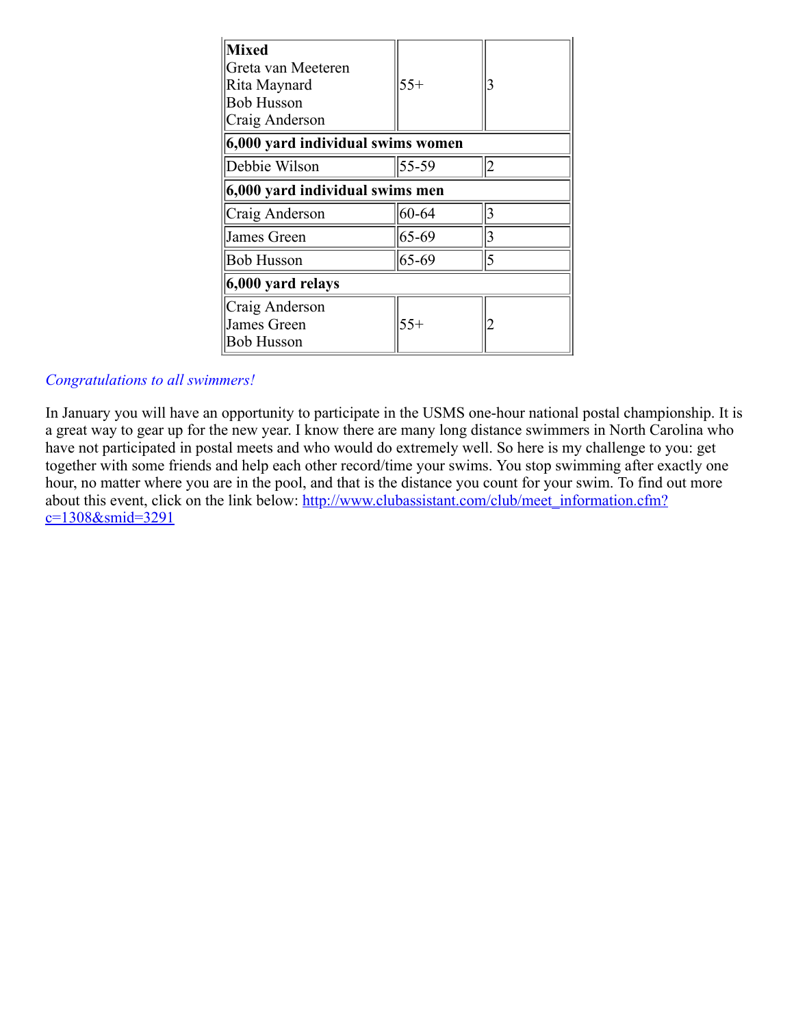| | | |
|---|---|---|
| **Mixed**<br>Greta van Meeteren<br>Rita Maynard<br>Bob Husson<br>Craig Anderson | 55+ | 3 |
| **6,000 yard individual swims women** | | |
| Debbie Wilson | 55-59 | 2 |
| **6,000 yard individual swims men** | | |
| Craig Anderson | 60-64 | 3 |
| James Green | 65-69 | 3 |
| Bob Husson | 65-69 | 5 |
| **6,000 yard relays** | | |
| Craig Anderson<br>James Green<br>Bob Husson | 55+ | 2 |

*Congratulations to all swimmers!*

In January you will have an opportunity to participate in the USMS one-hour national postal championship. It is a great way to gear up for the new year. I know there are many long distance swimmers in North Carolina who have not participated in postal meets and who would do extremely well. So here is my challenge to you: get together with some friends and help each other record/time your swims. You stop swimming after exactly one hour, no matter where you are in the pool, and that is the distance you count for your swim. To find out more about this event, click on the link below: [http://www.clubassistant.com/club/meet_information.cfm?c=1308&smid=3291](http://www.clubassistant.com/club/meet_information.cfm?c=1308&smid=3291)